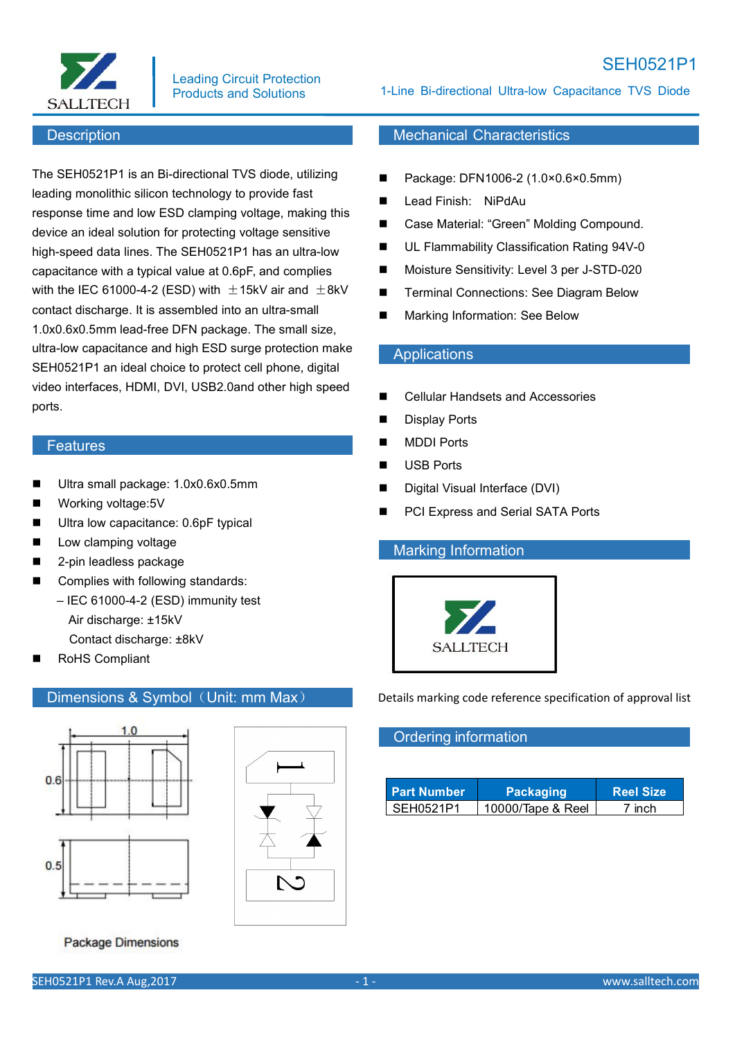# SEH0521P1

Leading Circuit Protection Products and Solutions

1-Line Bi-directional Ultra-low Capacitance TVS Diode

## Description

The SEH0521P1 is an Bi-directional TVS diode, utilizing leading monolithic silicon technology to provide fast response time and low ESD clamping voltage, making this device an ideal solution for protecting voltage sensitive high-speed data lines. The SEH0521P1 has an ultra-low capacitance with a typical value at 0.6pF, and complies with the IEC 61000-4-2 (ESD) with ±15kV air and ±8kV contact discharge. It is assembled into an ultra-small 1.0x0.6x0.5mm lead-free DFN package. The small size, ultra-low capacitance and high ESD surge protection make SEH0521P1 an ideal choice to protect cell phone, digital video interfaces, HDMI, DVI, USB2.0and other high speed ports.

## Features

- Ultra small package: 1.0x0.6x0.5mm
- Working voltage:5V
- Ultra low capacitance: 0.6pF typical
- Low clamping voltage
- 2-pin leadless package
- Complies with following standards:
  - – IEC 61000-4-2 (ESD) immunity test
    - Air discharge: ±15kV
    - Contact discharge: ±8kV
- RoHS Compliant

## Dimensions & Symbol（Unit: mm Max）

1.0

0.6

0.5

Package Dimensions

## Mechanical Characteristics

- Package: DFN1006-2 (1.0×0.6×0.5mm)
- Lead Finish: NiPdAu
- Case Material: “Green” Molding Compound.
- UL Flammability Classification Rating 94V-0
- Moisture Sensitivity: Level 3 per J-STD-020
- Terminal Connections: See Diagram Below
- Marking Information: See Below

## Applications

- Cellular Handsets and Accessories
- Display Ports
- MDDI Ports
- USB Ports
- Digital Visual Interface (DVI)
- PCI Express and Serial SATA Ports

## Marking Information

SALLTECH

Details marking code reference specification of approval list

## Ordering information

| Part Number | Packaging | Reel Size |
|---|---|---|
| SEH0521P1 | 10000/Tape & Reel | 7 inch |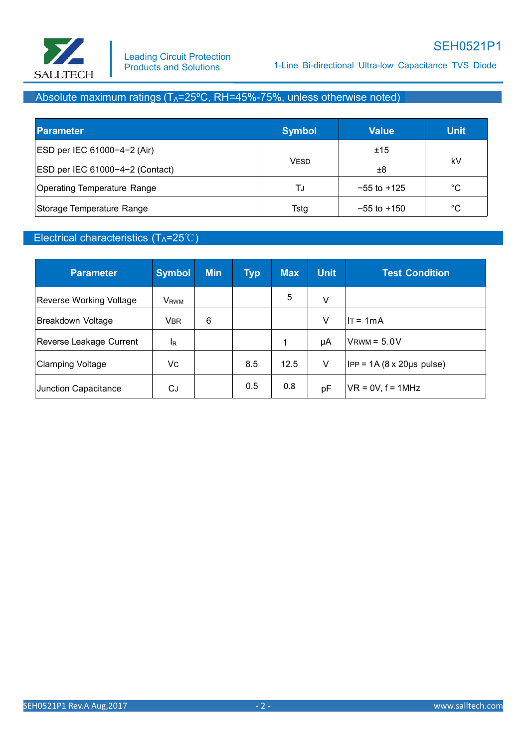## Absolute maximum ratings ($T_A$=25ºC, RH=45%-75%, unless otherwise noted)

| Parameter | Symbol | Value | Unit |
|---|---|---|---|
| ESD per IEC 61000−4−2 (Air) | $V_{ESD}$ | ±15 | kV |
| ESD per IEC 61000−4−2 (Contact) | | ±8 | |
| Operating Temperature Range | $T_J$ | −55 to +125 | °C |
| Storage Temperature Range | Tstg | −55 to +150 | °C |

## Electrical characteristics ($T_A$=25℃)

| Parameter | Symbol | Min | Typ | Max | Unit | Test Condition |
|---|---|---|---|---|---|---|
| Reverse Working Voltage | $V_{RWM}$ | | | 5 | V | |
| Breakdown Voltage | $V_{BR}$ | 6 | | | V | $I_T$ = 1mA |
| Reverse Leakage Current | $I_R$ | | | 1 | μA | $V_{RWM}$ = 5.0V |
| Clamping Voltage | $V_C$ | | 8.5 | 12.5 | V | $I_{PP}$ = 1A (8 x 20μs pulse) |
| Junction Capacitance | $C_J$ | | 0.5 | 0.8 | pF | VR = 0V, f = 1MHz |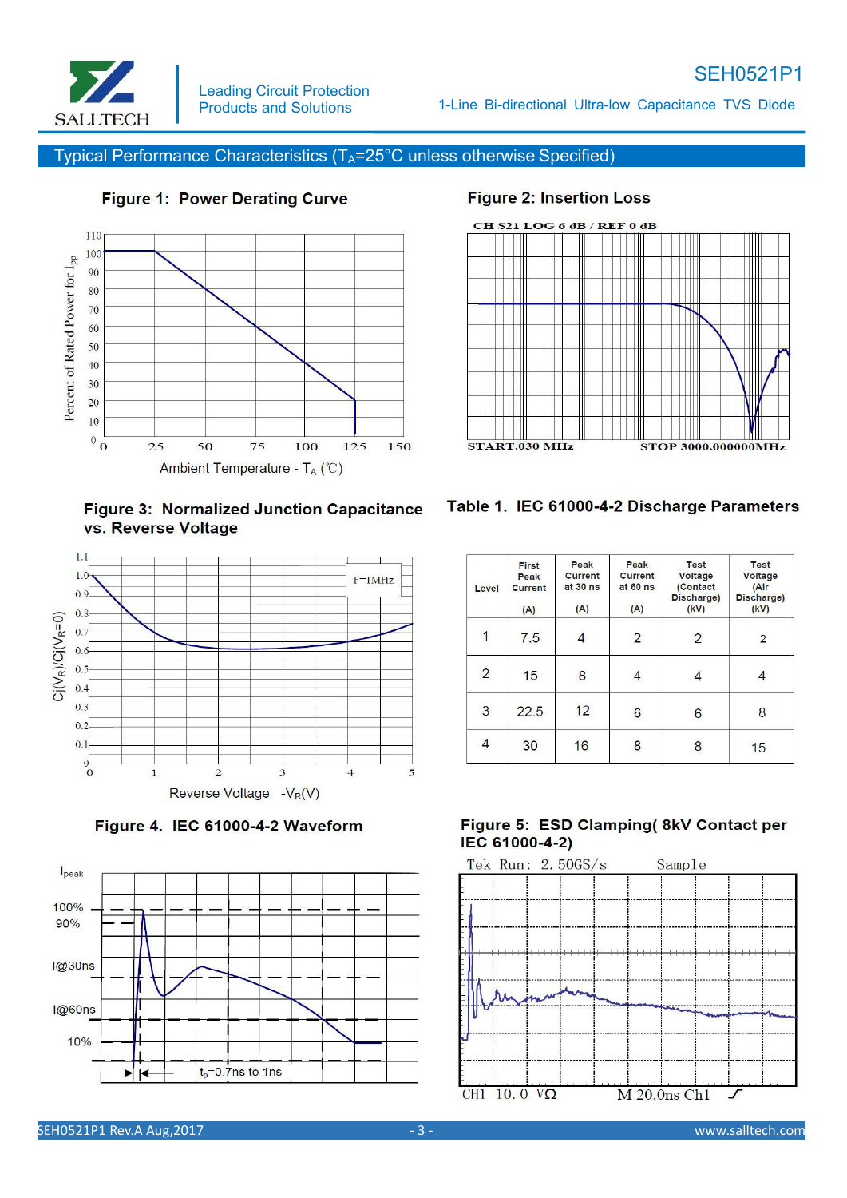## Typical Performance Characteristics ($T_A$=25°C unless otherwise Specified)

**Figure 1: Power Derating Curve**

**Figure 2: Insertion Loss**

**Figure 3: Normalized Junction Capacitance vs. Reverse Voltage**

**Table 1. IEC 61000-4-2 Discharge Parameters**

| Level | First Peak Current (A) | Peak Current at 30 ns (A) | Peak Current at 60 ns (A) | Test Voltage (Contact Discharge) (kV) | Test Voltage (Air Discharge) (kV) |
|---|---|---|---|---|---|
| 1 | 7.5 | 4 | 2 | 2 | 2 |
| 2 | 15 | 8 | 4 | 4 | 4 |
| 3 | 22.5 | 12 | 6 | 6 | 8 |
| 4 | 30 | 16 | 8 | 8 | 15 |

**Figure 4. IEC 61000-4-2 Waveform**

**Figure 5: ESD Clamping( 8kV Contact per IEC 61000-4-2)**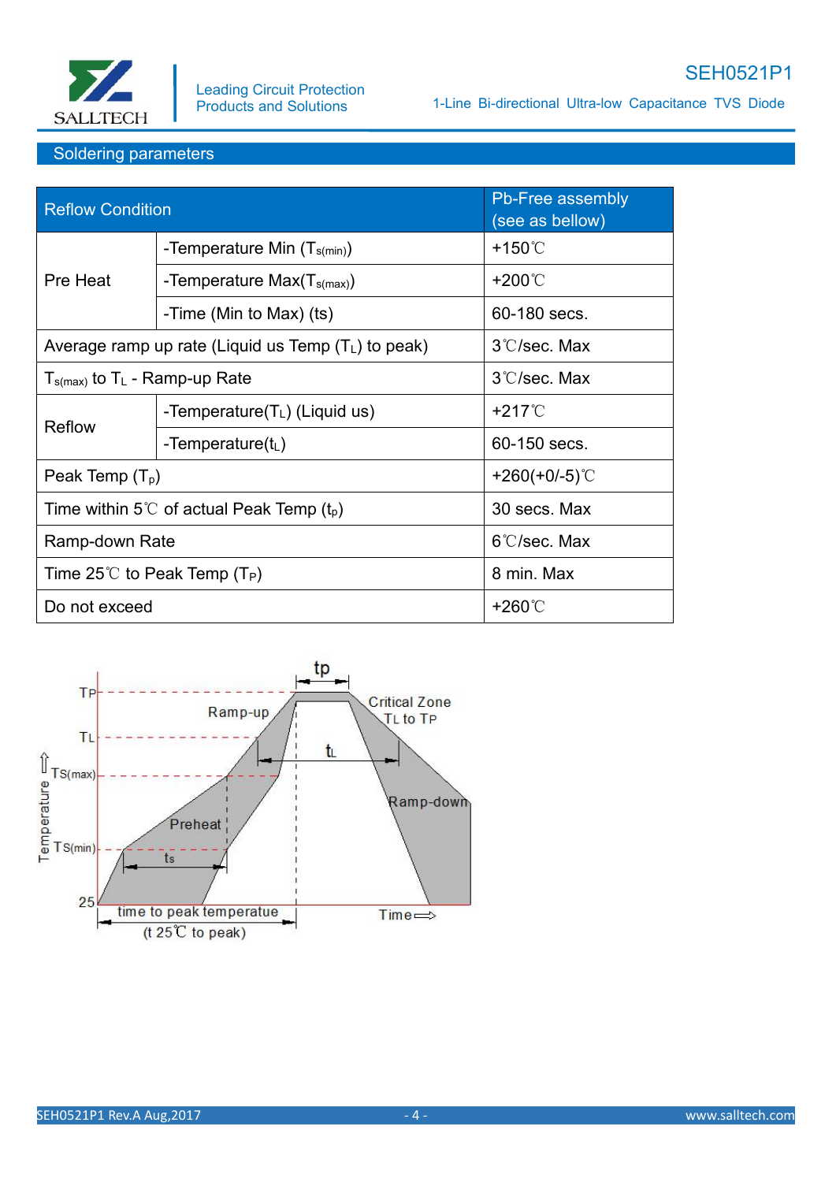## Soldering parameters

| Reflow Condition | | Pb-Free assembly (see as bellow) |
|---|---|---|
| Pre Heat | -Temperature Min ($T_{s(min)}$) | +150℃ |
| | -Temperature Max($T_{s(max)}$) | +200℃ |
| | -Time (Min to Max) (ts) | 60-180 secs. |
| Average ramp up rate (Liquid us Temp ($T_L$) to peak) | | 3℃/sec. Max |
| $T_{s(max)}$ to $T_L$ - Ramp-up Rate | | 3℃/sec. Max |
| Reflow | -Temperature($T_L$) (Liquid us) | +217℃ |
| | -Temperature($t_L$) | 60-150 secs. |
| Peak Temp ($T_p$) | | +260(+0/-5)℃ |
| Time within 5℃ of actual Peak Temp ($t_p$) | | 30 secs. Max |
| Ramp-down Rate | | 6℃/sec. Max |
| Time 25℃ to Peak Temp ($T_P$) | | 8 min. Max |
| Do not exceed | | +260℃ |

TP, TL, TS(max), TS(min), 25, Temperature, tp, tL, ts, Ramp-up, Critical Zone TL to TP, Preheat, Ramp-down, time to peak temperatue (t 25℃ to peak), Time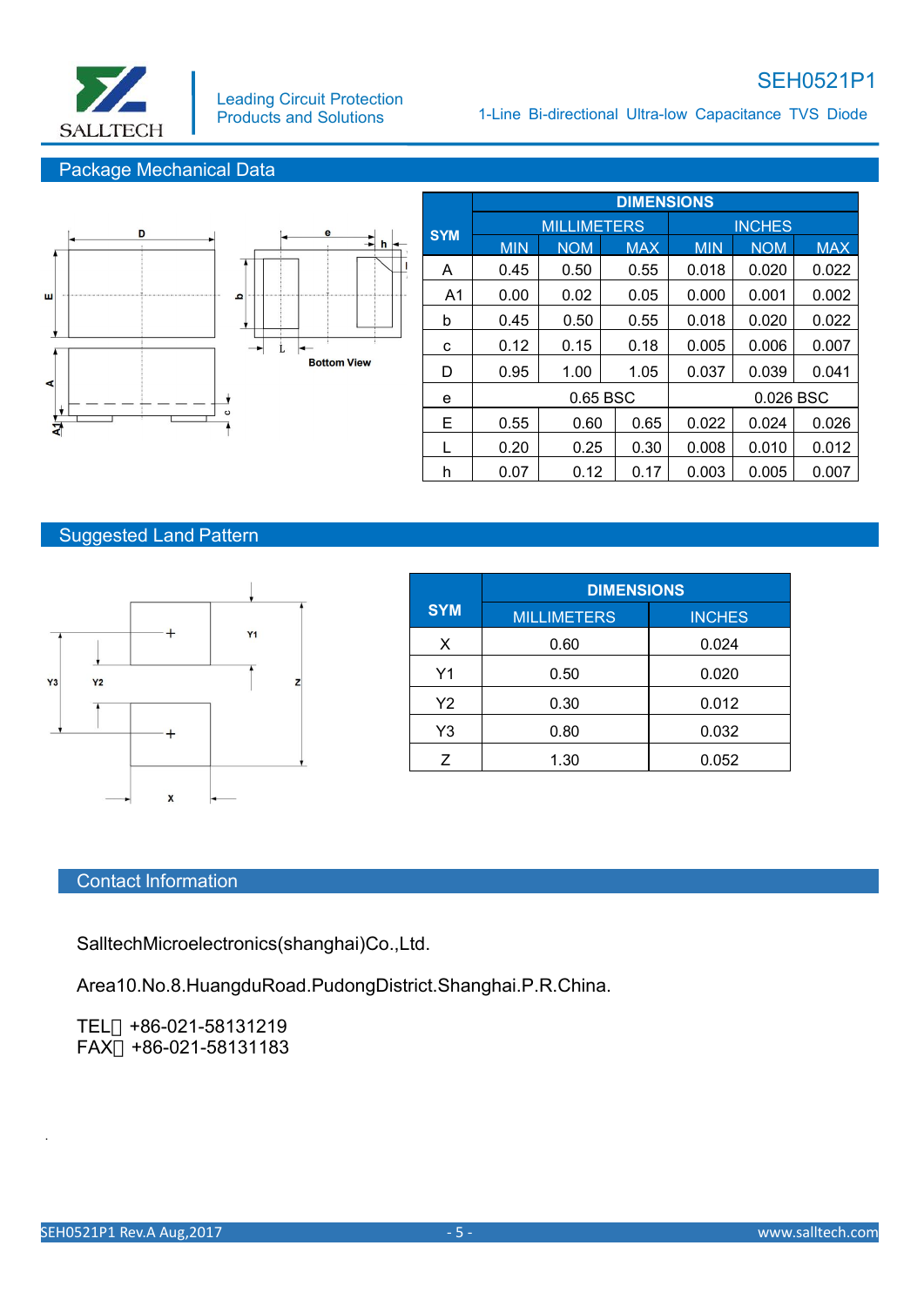## Package Mechanical Data

D

E

A

A1

e

h

b

L

c

l

Bottom View

| SYM | DIMENSIONS | | | | | |
|---|---|---|---|---|---|---|
| | MILLIMETERS | | | INCHES | | |
| | MIN | NOM | MAX | MIN | NOM | MAX |
| A | 0.45 | 0.50 | 0.55 | 0.018 | 0.020 | 0.022 |
| A1 | 0.00 | 0.02 | 0.05 | 0.000 | 0.001 | 0.002 |
| b | 0.45 | 0.50 | 0.55 | 0.018 | 0.020 | 0.022 |
| c | 0.12 | 0.15 | 0.18 | 0.005 | 0.006 | 0.007 |
| D | 0.95 | 1.00 | 1.05 | 0.037 | 0.039 | 0.041 |
| e | 0.65 BSC | | | 0.026 BSC | | |
| E | 0.55 | 0.60 | 0.65 | 0.022 | 0.024 | 0.026 |
| L | 0.20 | 0.25 | 0.30 | 0.008 | 0.010 | 0.012 |
| h | 0.07 | 0.12 | 0.17 | 0.003 | 0.005 | 0.007 |

## Suggested Land Pattern

Y1

Y2

Y3

Z

X

| SYM | DIMENSIONS | |
|---|---|---|
| | MILLIMETERS | INCHES |
| X | 0.60 | 0.024 |
| Y1 | 0.50 | 0.020 |
| Y2 | 0.30 | 0.012 |
| Y3 | 0.80 | 0.032 |
| Z | 1.30 | 0.052 |

## Contact Information

SalltechMicroelectronics(shanghai)Co.,Ltd.

Area10.No.8.HuangduRoad.PudongDistrict.Shanghai.P.R.China.

TEL：+86-021-58131219
FAX：+86-021-58131183